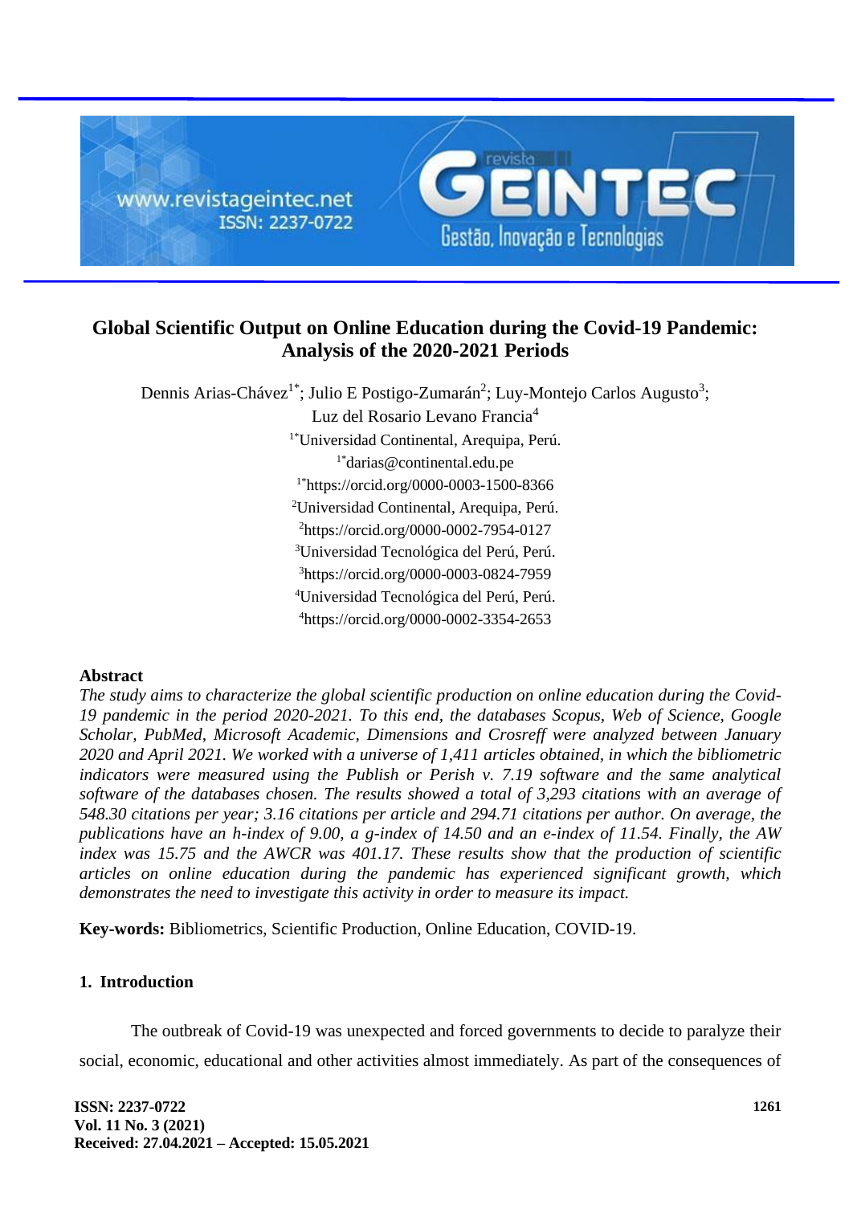# Global Scientific Output on Online Education during the Covid-19 Pandemic: Analysis of the 2020-2021 Periods

Dennis Arias-Chávez[1*]; Julio E Postigo-Zumarán[2]; Luy-Montejo Carlos Augusto[3]; Luz del Rosario Levano Francia[4]

[1*]Universidad Continental, Arequipa, Perú.
[1*]darias@continental.edu.pe
[1*]https://orcid.org/0000-0003-1500-8366
[2]Universidad Continental, Arequipa, Perú.
[2]https://orcid.org/0000-0002-7954-0127
[3]Universidad Tecnológica del Perú, Perú.
[3]https://orcid.org/0000-0003-0824-7959
[4]Universidad Tecnológica del Perú, Perú.
[4]https://orcid.org/0000-0002-3354-2653

## Abstract

*The study aims to characterize the global scientific production on online education during the Covid-19 pandemic in the period 2020-2021. To this end, the databases Scopus, Web of Science, Google Scholar, PubMed, Microsoft Academic, Dimensions and Crosreff were analyzed between January 2020 and April 2021. We worked with a universe of 1,411 articles obtained, in which the bibliometric indicators were measured using the Publish or Perish v. 7.19 software and the same analytical software of the databases chosen. The results showed a total of 3,293 citations with an average of 548.30 citations per year; 3.16 citations per article and 294.71 citations per author. On average, the publications have an h-index of 9.00, a g-index of 14.50 and an e-index of 11.54. Finally, the AW index was 15.75 and the AWCR was 401.17. These results show that the production of scientific articles on online education during the pandemic has experienced significant growth, which demonstrates the need to investigate this activity in order to measure its impact.*

**Key-words:** Bibliometrics, Scientific Production, Online Education, COVID-19.

## 1. Introduction

The outbreak of Covid-19 was unexpected and forced governments to decide to paralyze their social, economic, educational and other activities almost immediately. As part of the consequences of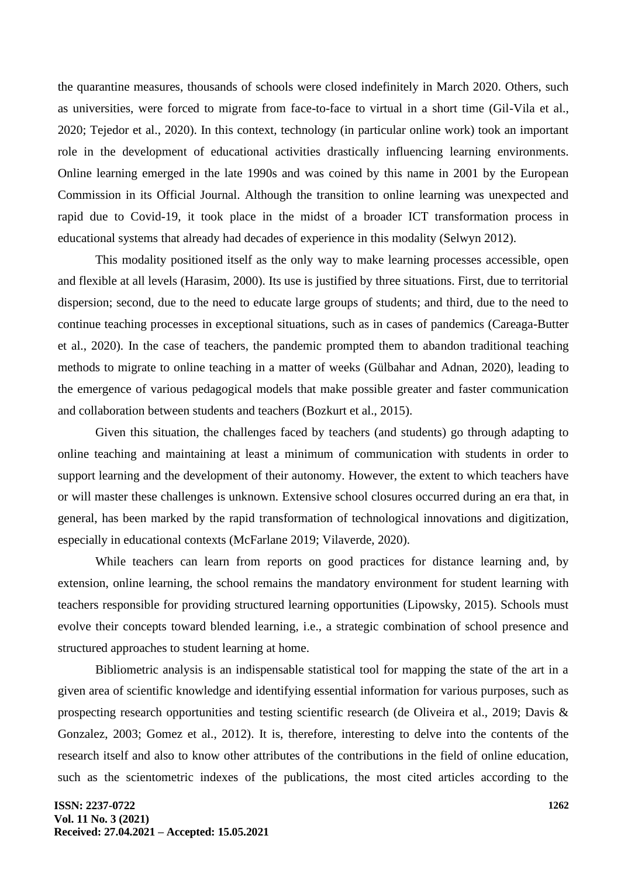the quarantine measures, thousands of schools were closed indefinitely in March 2020. Others, such as universities, were forced to migrate from face-to-face to virtual in a short time (Gil-Vila et al., 2020; Tejedor et al., 2020). In this context, technology (in particular online work) took an important role in the development of educational activities drastically influencing learning environments. Online learning emerged in the late 1990s and was coined by this name in 2001 by the European Commission in its Official Journal. Although the transition to online learning was unexpected and rapid due to Covid-19, it took place in the midst of a broader ICT transformation process in educational systems that already had decades of experience in this modality (Selwyn 2012).

This modality positioned itself as the only way to make learning processes accessible, open and flexible at all levels (Harasim, 2000). Its use is justified by three situations. First, due to territorial dispersion; second, due to the need to educate large groups of students; and third, due to the need to continue teaching processes in exceptional situations, such as in cases of pandemics (Careaga-Butter et al., 2020). In the case of teachers, the pandemic prompted them to abandon traditional teaching methods to migrate to online teaching in a matter of weeks (Gülbahar and Adnan, 2020), leading to the emergence of various pedagogical models that make possible greater and faster communication and collaboration between students and teachers (Bozkurt et al., 2015).

Given this situation, the challenges faced by teachers (and students) go through adapting to online teaching and maintaining at least a minimum of communication with students in order to support learning and the development of their autonomy. However, the extent to which teachers have or will master these challenges is unknown. Extensive school closures occurred during an era that, in general, has been marked by the rapid transformation of technological innovations and digitization, especially in educational contexts (McFarlane 2019; Vilaverde, 2020).

While teachers can learn from reports on good practices for distance learning and, by extension, online learning, the school remains the mandatory environment for student learning with teachers responsible for providing structured learning opportunities (Lipowsky, 2015). Schools must evolve their concepts toward blended learning, i.e., a strategic combination of school presence and structured approaches to student learning at home.

Bibliometric analysis is an indispensable statistical tool for mapping the state of the art in a given area of scientific knowledge and identifying essential information for various purposes, such as prospecting research opportunities and testing scientific research (de Oliveira et al., 2019; Davis & Gonzalez, 2003; Gomez et al., 2012). It is, therefore, interesting to delve into the contents of the research itself and also to know other attributes of the contributions in the field of online education, such as the scientometric indexes of the publications, the most cited articles according to the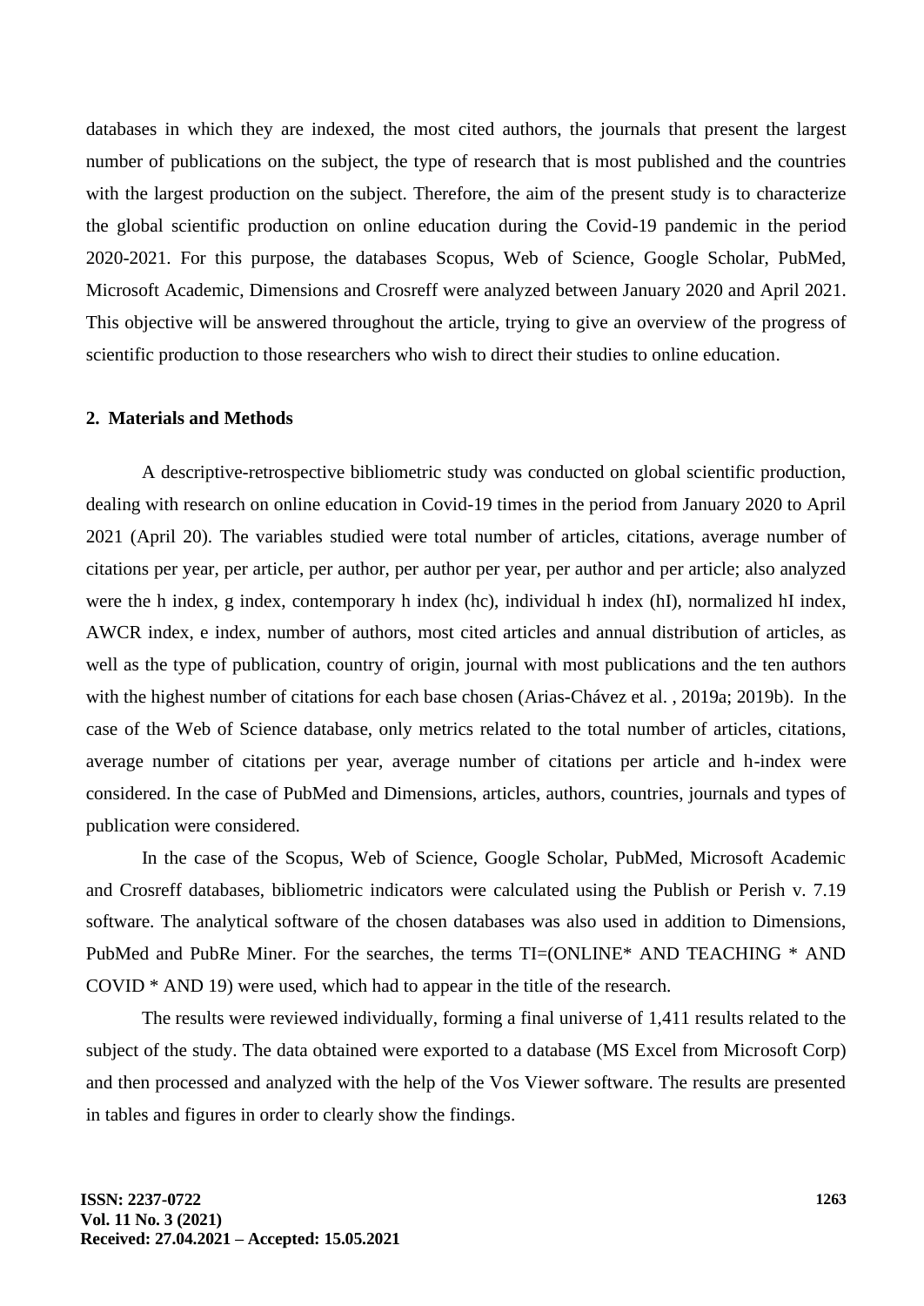databases in which they are indexed, the most cited authors, the journals that present the largest number of publications on the subject, the type of research that is most published and the countries with the largest production on the subject. Therefore, the aim of the present study is to characterize the global scientific production on online education during the Covid-19 pandemic in the period 2020-2021. For this purpose, the databases Scopus, Web of Science, Google Scholar, PubMed, Microsoft Academic, Dimensions and Crosreff were analyzed between January 2020 and April 2021. This objective will be answered throughout the article, trying to give an overview of the progress of scientific production to those researchers who wish to direct their studies to online education.

## 2. Materials and Methods

A descriptive-retrospective bibliometric study was conducted on global scientific production, dealing with research on online education in Covid-19 times in the period from January 2020 to April 2021 (April 20). The variables studied were total number of articles, citations, average number of citations per year, per article, per author, per author per year, per author and per article; also analyzed were the h index, g index, contemporary h index (hc), individual h index (hI), normalized hI index, AWCR index, e index, number of authors, most cited articles and annual distribution of articles, as well as the type of publication, country of origin, journal with most publications and the ten authors with the highest number of citations for each base chosen (Arias-Chávez et al. , 2019a; 2019b). In the case of the Web of Science database, only metrics related to the total number of articles, citations, average number of citations per year, average number of citations per article and h-index were considered. In the case of PubMed and Dimensions, articles, authors, countries, journals and types of publication were considered.

In the case of the Scopus, Web of Science, Google Scholar, PubMed, Microsoft Academic and Crosreff databases, bibliometric indicators were calculated using the Publish or Perish v. 7.19 software. The analytical software of the chosen databases was also used in addition to Dimensions, PubMed and PubRe Miner. For the searches, the terms TI=(ONLINE* AND TEACHING * AND COVID * AND 19) were used, which had to appear in the title of the research.

The results were reviewed individually, forming a final universe of 1,411 results related to the subject of the study. The data obtained were exported to a database (MS Excel from Microsoft Corp) and then processed and analyzed with the help of the Vos Viewer software. The results are presented in tables and figures in order to clearly show the findings.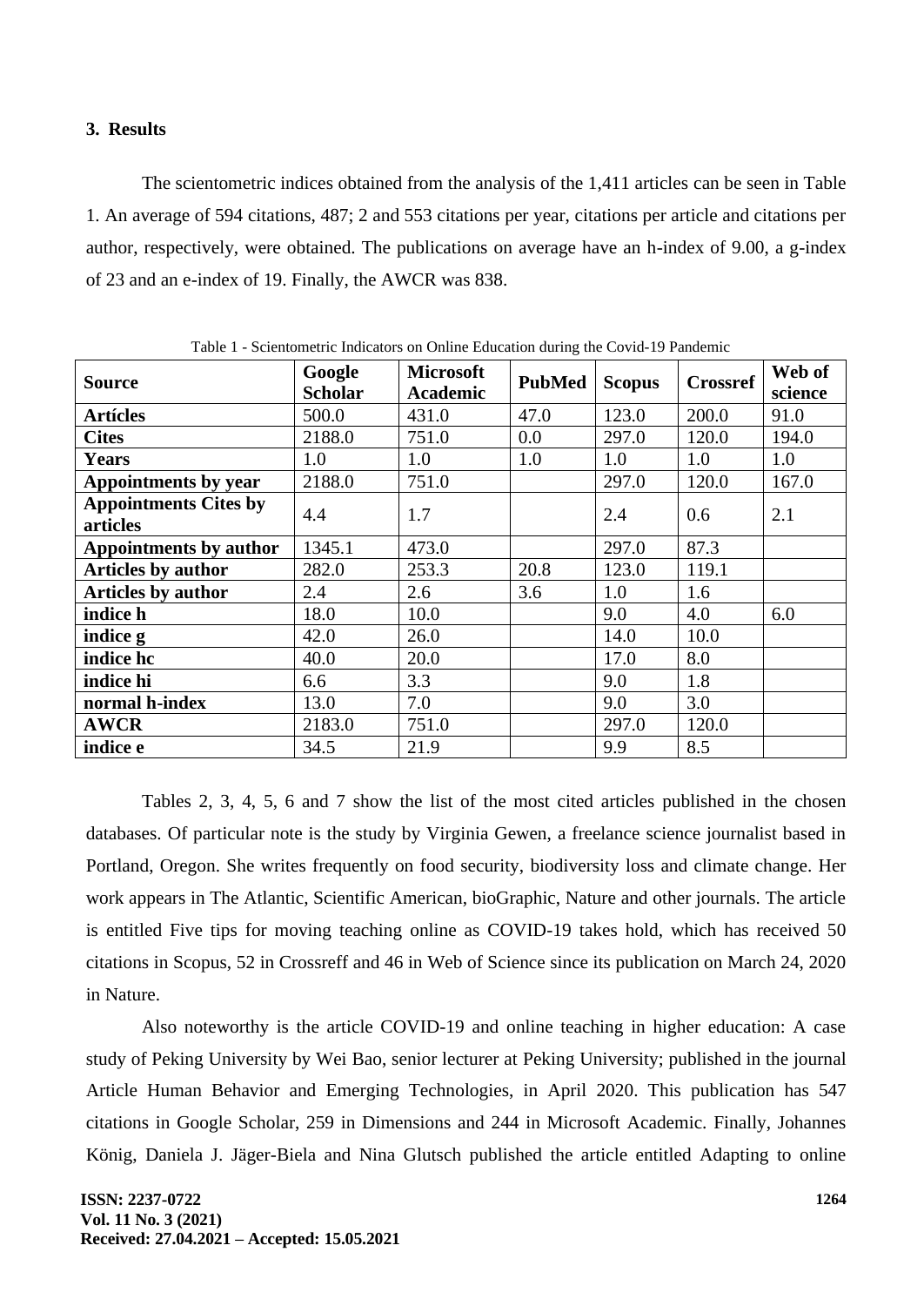## 3. Results

The scientometric indices obtained from the analysis of the 1,411 articles can be seen in Table 1. An average of 594 citations, 487; 2 and 553 citations per year, citations per article and citations per author, respectively, were obtained. The publications on average have an h-index of 9.00, a g-index of 23 and an e-index of 19. Finally, the AWCR was 838.

Table 1 - Scientometric Indicators on Online Education during the Covid-19 Pandemic

| Source | Google Scholar | Microsoft Academic | PubMed | Scopus | Crossref | Web of science |
|---|---|---|---|---|---|---|
| **Artícles** | 500.0 | 431.0 | 47.0 | 123.0 | 200.0 | 91.0 |
| **Cites** | 2188.0 | 751.0 | 0.0 | 297.0 | 120.0 | 194.0 |
| **Years** | 1.0 | 1.0 | 1.0 | 1.0 | 1.0 | 1.0 |
| **Appointments by year** | 2188.0 | 751.0 | | 297.0 | 120.0 | 167.0 |
| **Appointments Cites by articles** | 4.4 | 1.7 | | 2.4 | 0.6 | 2.1 |
| **Appointments by author** | 1345.1 | 473.0 | | 297.0 | 87.3 | |
| **Articles by author** | 282.0 | 253.3 | 20.8 | 123.0 | 119.1 | |
| **Articles by author** | 2.4 | 2.6 | 3.6 | 1.0 | 1.6 | |
| **indice h** | 18.0 | 10.0 | | 9.0 | 4.0 | 6.0 |
| **indice g** | 42.0 | 26.0 | | 14.0 | 10.0 | |
| **indice hc** | 40.0 | 20.0 | | 17.0 | 8.0 | |
| **indice hi** | 6.6 | 3.3 | | 9.0 | 1.8 | |
| **normal h-index** | 13.0 | 7.0 | | 9.0 | 3.0 | |
| **AWCR** | 2183.0 | 751.0 | | 297.0 | 120.0 | |
| **indice e** | 34.5 | 21.9 | | 9.9 | 8.5 | |

Tables 2, 3, 4, 5, 6 and 7 show the list of the most cited articles published in the chosen databases. Of particular note is the study by Virginia Gewen, a freelance science journalist based in Portland, Oregon. She writes frequently on food security, biodiversity loss and climate change. Her work appears in The Atlantic, Scientific American, bioGraphic, Nature and other journals. The article is entitled Five tips for moving teaching online as COVID-19 takes hold, which has received 50 citations in Scopus, 52 in Crossreff and 46 in Web of Science since its publication on March 24, 2020 in Nature.

Also noteworthy is the article COVID-19 and online teaching in higher education: A case study of Peking University by Wei Bao, senior lecturer at Peking University; published in the journal Article Human Behavior and Emerging Technologies, in April 2020. This publication has 547 citations in Google Scholar, 259 in Dimensions and 244 in Microsoft Academic. Finally, Johannes König, Daniela J. Jäger-Biela and Nina Glutsch published the article entitled Adapting to online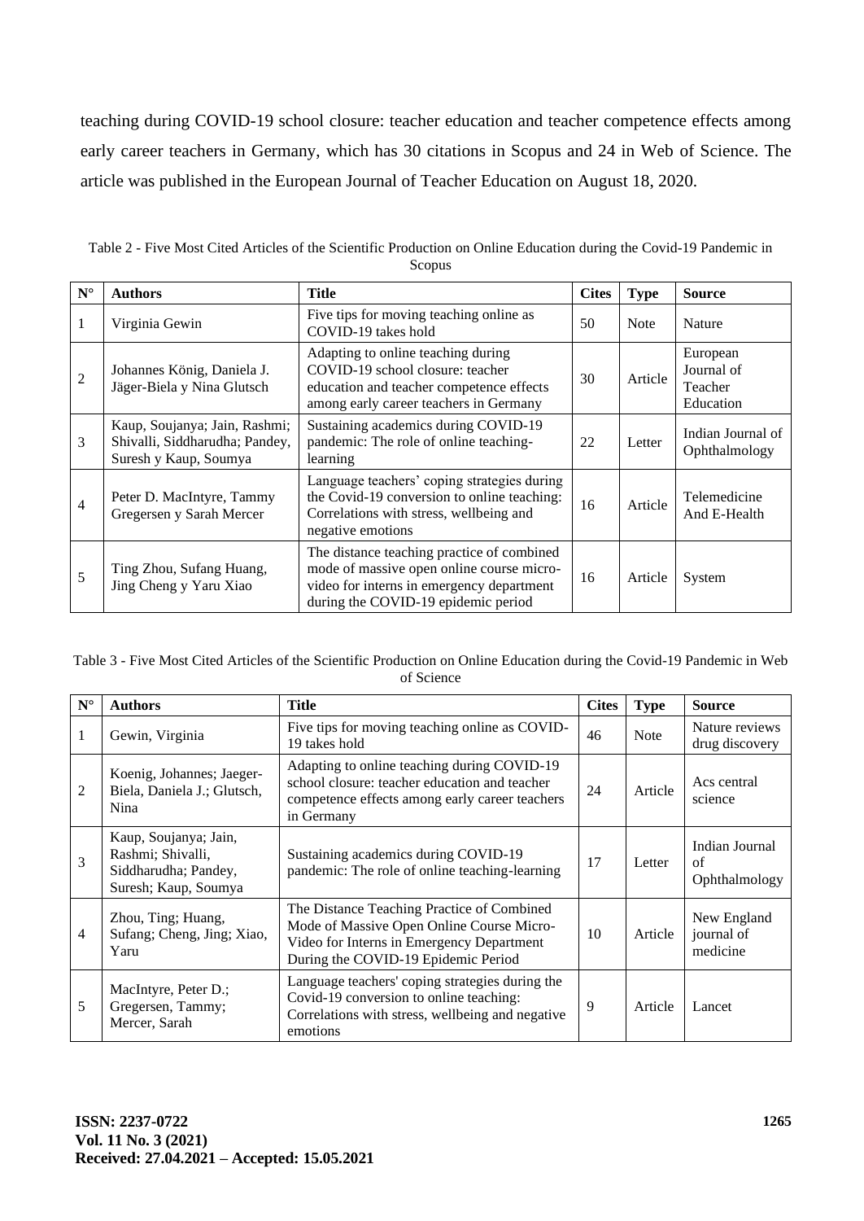teaching during COVID-19 school closure: teacher education and teacher competence effects among early career teachers in Germany, which has 30 citations in Scopus and 24 in Web of Science. The article was published in the European Journal of Teacher Education on August 18, 2020.

Table 2 - Five Most Cited Articles of the Scientific Production on Online Education during the Covid-19 Pandemic in Scopus

| N° | Authors | Title | Cites | Type | Source |
|---|---|---|---|---|---|
| 1 | Virginia Gewin | Five tips for moving teaching online as COVID-19 takes hold | 50 | Note | Nature |
| 2 | Johannes König, Daniela J. Jäger-Biela y Nina Glutsch | Adapting to online teaching during COVID-19 school closure: teacher education and teacher competence effects among early career teachers in Germany | 30 | Article | European Journal of Teacher Education |
| 3 | Kaup, Soujanya; Jain, Rashmi; Shivalli, Siddharudha; Pandey, Suresh y Kaup, Soumya | Sustaining academics during COVID-19 pandemic: The role of online teaching-learning | 22 | Letter | Indian Journal of Ophthalmology |
| 4 | Peter D. MacIntyre, Tammy Gregersen y Sarah Mercer | Language teachers' coping strategies during the Covid-19 conversion to online teaching: Correlations with stress, wellbeing and negative emotions | 16 | Article | Telemedicine And E-Health |
| 5 | Ting Zhou, Sufang Huang, Jing Cheng y Yaru Xiao | The distance teaching practice of combined mode of massive open online course micro-video for interns in emergency department during the COVID-19 epidemic period | 16 | Article | System |

Table 3 - Five Most Cited Articles of the Scientific Production on Online Education during the Covid-19 Pandemic in Web of Science

| N° | Authors | Title | Cites | Type | Source |
|---|---|---|---|---|---|
| 1 | Gewin, Virginia | Five tips for moving teaching online as COVID-19 takes hold | 46 | Note | Nature reviews drug discovery |
| 2 | Koenig, Johannes; Jaeger-Biela, Daniela J.; Glutsch, Nina | Adapting to online teaching during COVID-19 school closure: teacher education and teacher competence effects among early career teachers in Germany | 24 | Article | Acs central science |
| 3 | Kaup, Soujanya; Jain, Rashmi; Shivalli, Siddharudha; Pandey, Suresh; Kaup, Soumya | Sustaining academics during COVID-19 pandemic: The role of online teaching-learning | 17 | Letter | Indian Journal of Ophthalmology |
| 4 | Zhou, Ting; Huang, Sufang; Cheng, Jing; Xiao, Yaru | The Distance Teaching Practice of Combined Mode of Massive Open Online Course Micro-Video for Interns in Emergency Department During the COVID-19 Epidemic Period | 10 | Article | New England journal of medicine |
| 5 | MacIntyre, Peter D.; Gregersen, Tammy; Mercer, Sarah | Language teachers' coping strategies during the Covid-19 conversion to online teaching: Correlations with stress, wellbeing and negative emotions | 9 | Article | Lancet |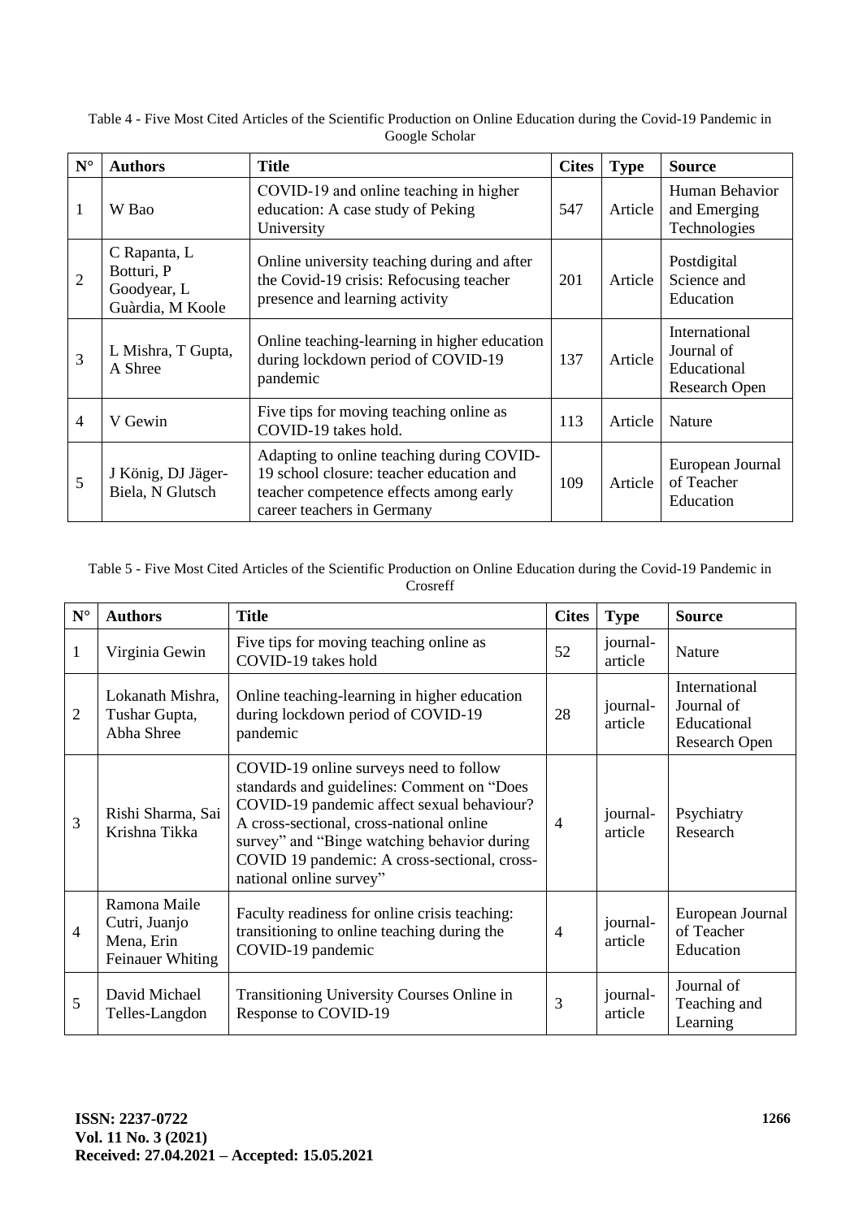Table 4 - Five Most Cited Articles of the Scientific Production on Online Education during the Covid-19 Pandemic in Google Scholar

| N° | Authors | Title | Cites | Type | Source |
|---|---|---|---|---|---|
| 1 | W Bao | COVID-19 and online teaching in higher education: A case study of Peking University | 547 | Article | Human Behavior and Emerging Technologies |
| 2 | C Rapanta, L Botturi, P Goodyear, L Guàrdia, M Koole | Online university teaching during and after the Covid-19 crisis: Refocusing teacher presence and learning activity | 201 | Article | Postdigital Science and Education |
| 3 | L Mishra, T Gupta, A Shree | Online teaching-learning in higher education during lockdown period of COVID-19 pandemic | 137 | Article | International Journal of Educational Research Open |
| 4 | V Gewin | Five tips for moving teaching online as COVID-19 takes hold. | 113 | Article | Nature |
| 5 | J König, DJ Jäger-Biela, N Glutsch | Adapting to online teaching during COVID-19 school closure: teacher education and teacher competence effects among early career teachers in Germany | 109 | Article | European Journal of Teacher Education |

Table 5 - Five Most Cited Articles of the Scientific Production on Online Education during the Covid-19 Pandemic in Crosreff

| N° | Authors | Title | Cites | Type | Source |
|---|---|---|---|---|---|
| 1 | Virginia Gewin | Five tips for moving teaching online as COVID-19 takes hold | 52 | journal-article | Nature |
| 2 | Lokanath Mishra, Tushar Gupta, Abha Shree | Online teaching-learning in higher education during lockdown period of COVID-19 pandemic | 28 | journal-article | International Journal of Educational Research Open |
| 3 | Rishi Sharma, Sai Krishna Tikka | COVID-19 online surveys need to follow standards and guidelines: Comment on "Does COVID-19 pandemic affect sexual behaviour? A cross-sectional, cross-national online survey" and "Binge watching behavior during COVID 19 pandemic: A cross-sectional, cross-national online survey" | 4 | journal-article | Psychiatry Research |
| 4 | Ramona Maile Cutri, Juanjo Mena, Erin Feinauer Whiting | Faculty readiness for online crisis teaching: transitioning to online teaching during the COVID-19 pandemic | 4 | journal-article | European Journal of Teacher Education |
| 5 | David Michael Telles-Langdon | Transitioning University Courses Online in Response to COVID-19 | 3 | journal-article | Journal of Teaching and Learning |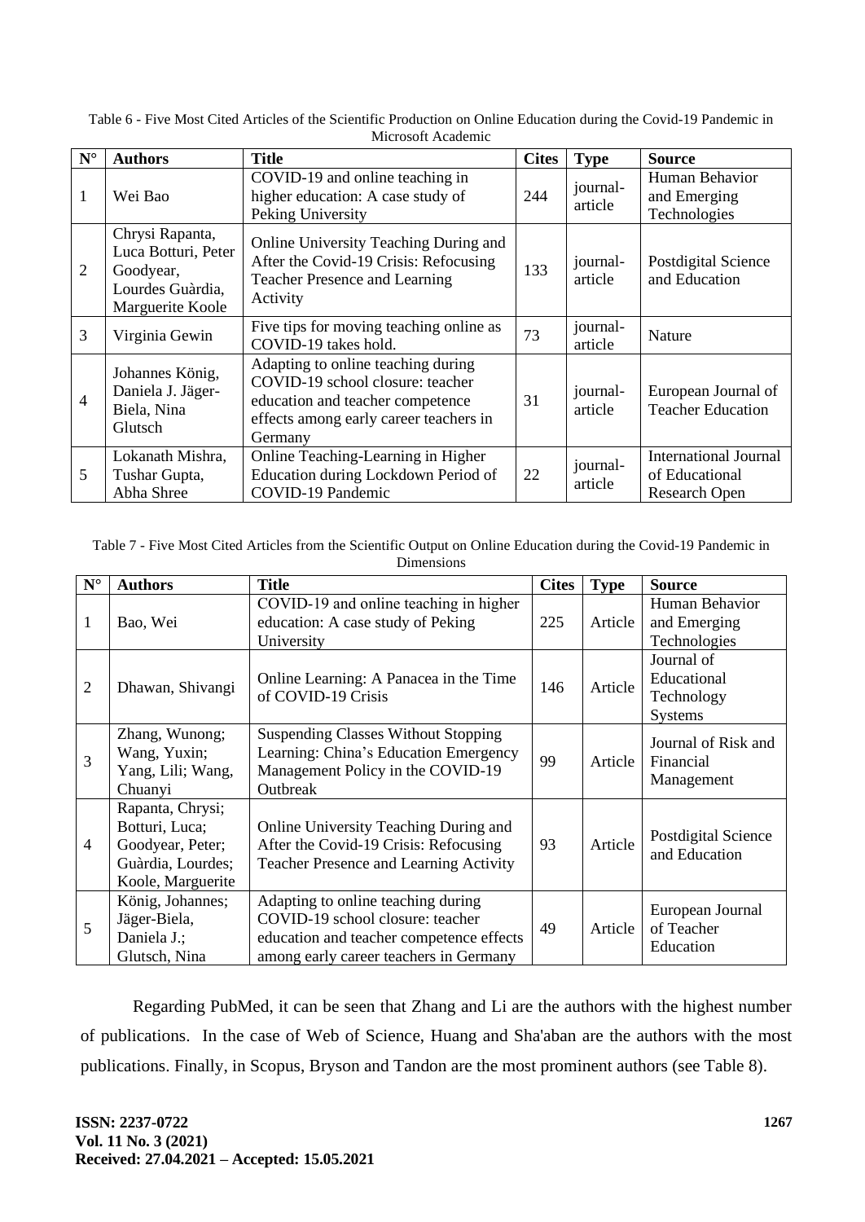Table 6 - Five Most Cited Articles of the Scientific Production on Online Education during the Covid-19 Pandemic in Microsoft Academic

| N° | Authors | Title | Cites | Type | Source |
|---|---|---|---|---|---|
| 1 | Wei Bao | COVID-19 and online teaching in higher education: A case study of Peking University | 244 | journal-article | Human Behavior and Emerging Technologies |
| 2 | Chrysi Rapanta, Luca Botturi, Peter Goodyear, Lourdes Guàrdia, Marguerite Koole | Online University Teaching During and After the Covid-19 Crisis: Refocusing Teacher Presence and Learning Activity | 133 | journal-article | Postdigital Science and Education |
| 3 | Virginia Gewin | Five tips for moving teaching online as COVID-19 takes hold. | 73 | journal-article | Nature |
| 4 | Johannes König, Daniela J. Jäger-Biela, Nina Glutsch | Adapting to online teaching during COVID-19 school closure: teacher education and teacher competence effects among early career teachers in Germany | 31 | journal-article | European Journal of Teacher Education |
| 5 | Lokanath Mishra, Tushar Gupta, Abha Shree | Online Teaching-Learning in Higher Education during Lockdown Period of COVID-19 Pandemic | 22 | journal-article | International Journal of Educational Research Open |

Table 7 - Five Most Cited Articles from the Scientific Output on Online Education during the Covid-19 Pandemic in Dimensions

| N° | Authors | Title | Cites | Type | Source |
|---|---|---|---|---|---|
| 1 | Bao, Wei | COVID-19 and online teaching in higher education: A case study of Peking University | 225 | Article | Human Behavior and Emerging Technologies |
| 2 | Dhawan, Shivangi | Online Learning: A Panacea in the Time of COVID-19 Crisis | 146 | Article | Journal of Educational Technology Systems |
| 3 | Zhang, Wunong; Wang, Yuxin; Yang, Lili; Wang, Chuanyi | Suspending Classes Without Stopping Learning: China's Education Emergency Management Policy in the COVID-19 Outbreak | 99 | Article | Journal of Risk and Financial Management |
| 4 | Rapanta, Chrysi; Botturi, Luca; Goodyear, Peter; Guàrdia, Lourdes; Koole, Marguerite | Online University Teaching During and After the Covid-19 Crisis: Refocusing Teacher Presence and Learning Activity | 93 | Article | Postdigital Science and Education |
| 5 | König, Johannes; Jäger-Biela, Daniela J.; Glutsch, Nina | Adapting to online teaching during COVID-19 school closure: teacher education and teacher competence effects among early career teachers in Germany | 49 | Article | European Journal of Teacher Education |

Regarding PubMed, it can be seen that Zhang and Li are the authors with the highest number of publications. In the case of Web of Science, Huang and Sha'aban are the authors with the most publications. Finally, in Scopus, Bryson and Tandon are the most prominent authors (see Table 8).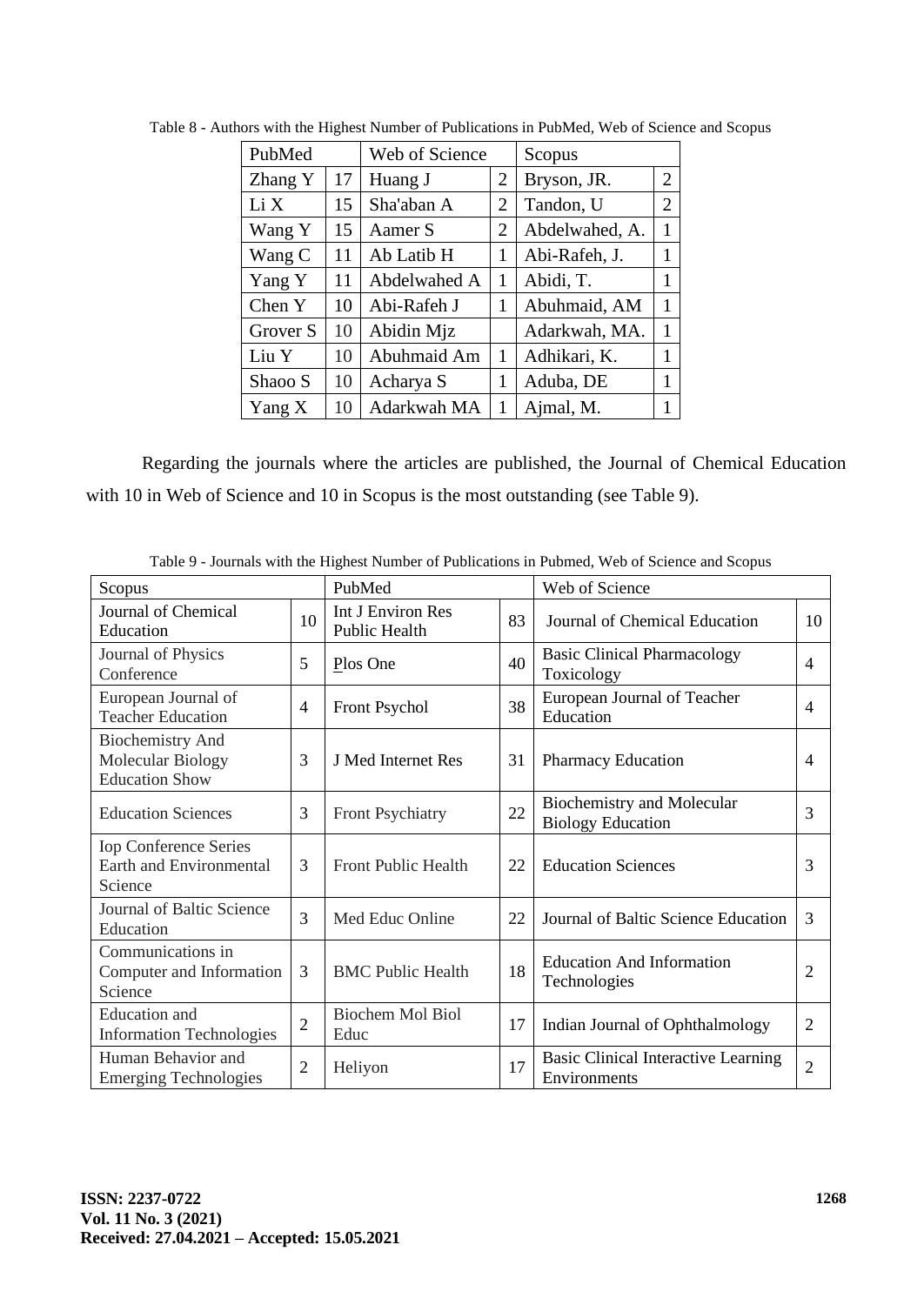Table 8 - Authors with the Highest Number of Publications in PubMed, Web of Science and Scopus

| PubMed | | Web of Science | | Scopus | |
|---|---|---|---|---|---|
| Zhang Y | 17 | Huang J | 2 | Bryson, JR. | 2 |
| Li X | 15 | Sha'aban A | 2 | Tandon, U | 2 |
| Wang Y | 15 | Aamer S | 2 | Abdelwahed, A. | 1 |
| Wang C | 11 | Ab Latib H | 1 | Abi-Rafeh, J. | 1 |
| Yang Y | 11 | Abdelwahed A | 1 | Abidi, T. | 1 |
| Chen Y | 10 | Abi-Rafeh J | 1 | Abuhmaid, AM | 1 |
| Grover S | 10 | Abidin Mjz | | Adarkwah, MA. | 1 |
| Liu Y | 10 | Abuhmaid Am | 1 | Adhikari, K. | 1 |
| Shaoo S | 10 | Acharya S | 1 | Aduba, DE | 1 |
| Yang X | 10 | Adarkwah MA | 1 | Ajmal, M. | 1 |

Regarding the journals where the articles are published, the Journal of Chemical Education with 10 in Web of Science and 10 in Scopus is the most outstanding (see Table 9).

Table 9 - Journals with the Highest Number of Publications in Pubmed, Web of Science and Scopus

| Scopus | | PubMed | | Web of Science | |
|---|---|---|---|---|---|
| Journal of Chemical Education | 10 | Int J Environ Res Public Health | 83 | Journal of Chemical Education | 10 |
| Journal of Physics Conference | 5 | Plos One | 40 | Basic Clinical Pharmacology Toxicology | 4 |
| European Journal of Teacher Education | 4 | Front Psychol | 38 | European Journal of Teacher Education | 4 |
| Biochemistry And Molecular Biology Education Show | 3 | J Med Internet Res | 31 | Pharmacy Education | 4 |
| Education Sciences | 3 | Front Psychiatry | 22 | Biochemistry and Molecular Biology Education | 3 |
| Iop Conference Series Earth and Environmental Science | 3 | Front Public Health | 22 | Education Sciences | 3 |
| Journal of Baltic Science Education | 3 | Med Educ Online | 22 | Journal of Baltic Science Education | 3 |
| Communications in Computer and Information Science | 3 | BMC Public Health | 18 | Education And Information Technologies | 2 |
| Education and Information Technologies | 2 | Biochem Mol Biol Educ | 17 | Indian Journal of Ophthalmology | 2 |
| Human Behavior and Emerging Technologies | 2 | Heliyon | 17 | Basic Clinical Interactive Learning Environments | 2 |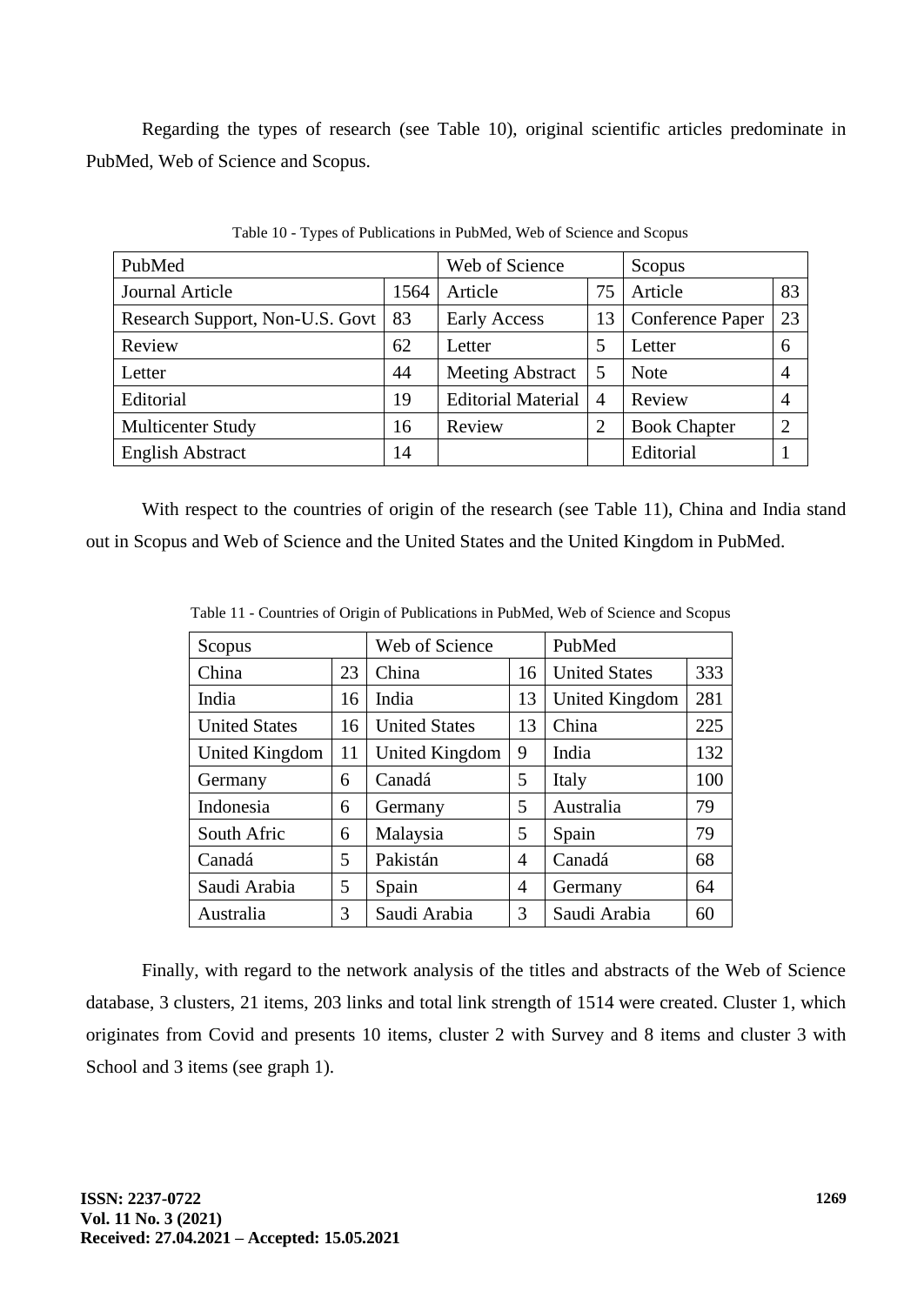Regarding the types of research (see Table 10), original scientific articles predominate in PubMed, Web of Science and Scopus.

Table 10 - Types of Publications in PubMed, Web of Science and Scopus

| PubMed | | Web of Science | | Scopus | |
|---|---|---|---|---|---|
| Journal Article | 1564 | Article | 75 | Article | 83 |
| Research Support, Non-U.S. Govt | 83 | Early Access | 13 | Conference Paper | 23 |
| Review | 62 | Letter | 5 | Letter | 6 |
| Letter | 44 | Meeting Abstract | 5 | Note | 4 |
| Editorial | 19 | Editorial Material | 4 | Review | 4 |
| Multicenter Study | 16 | Review | 2 | Book Chapter | 2 |
| English Abstract | 14 | | | Editorial | 1 |

With respect to the countries of origin of the research (see Table 11), China and India stand out in Scopus and Web of Science and the United States and the United Kingdom in PubMed.

Table 11 - Countries of Origin of Publications in PubMed, Web of Science and Scopus

| Scopus | | Web of Science | | PubMed | |
|---|---|---|---|---|---|
| China | 23 | China | 16 | United States | 333 |
| India | 16 | India | 13 | United Kingdom | 281 |
| United States | 16 | United States | 13 | China | 225 |
| United Kingdom | 11 | United Kingdom | 9 | India | 132 |
| Germany | 6 | Canadá | 5 | Italy | 100 |
| Indonesia | 6 | Germany | 5 | Australia | 79 |
| South Afric | 6 | Malaysia | 5 | Spain | 79 |
| Canadá | 5 | Pakistán | 4 | Canadá | 68 |
| Saudi Arabia | 5 | Spain | 4 | Germany | 64 |
| Australia | 3 | Saudi Arabia | 3 | Saudi Arabia | 60 |

Finally, with regard to the network analysis of the titles and abstracts of the Web of Science database, 3 clusters, 21 items, 203 links and total link strength of 1514 were created. Cluster 1, which originates from Covid and presents 10 items, cluster 2 with Survey and 8 items and cluster 3 with School and 3 items (see graph 1).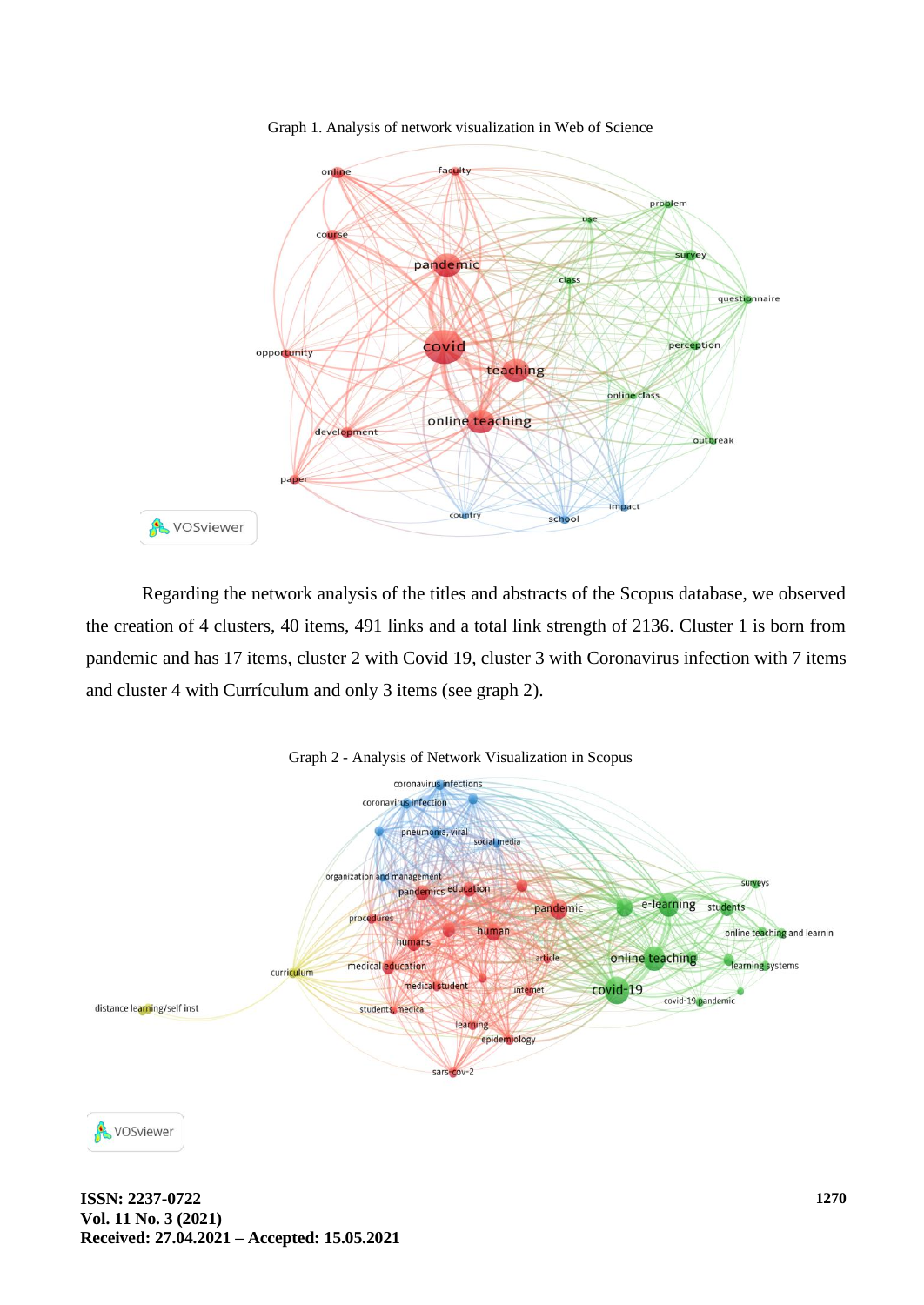Graph 1. Analysis of network visualization in Web of Science

Regarding the network analysis of the titles and abstracts of the Scopus database, we observed the creation of 4 clusters, 40 items, 491 links and a total link strength of 2136. Cluster 1 is born from pandemic and has 17 items, cluster 2 with Covid 19, cluster 3 with Coronavirus infection with 7 items and cluster 4 with Currículum and only 3 items (see graph 2).

Graph 2 - Analysis of Network Visualization in Scopus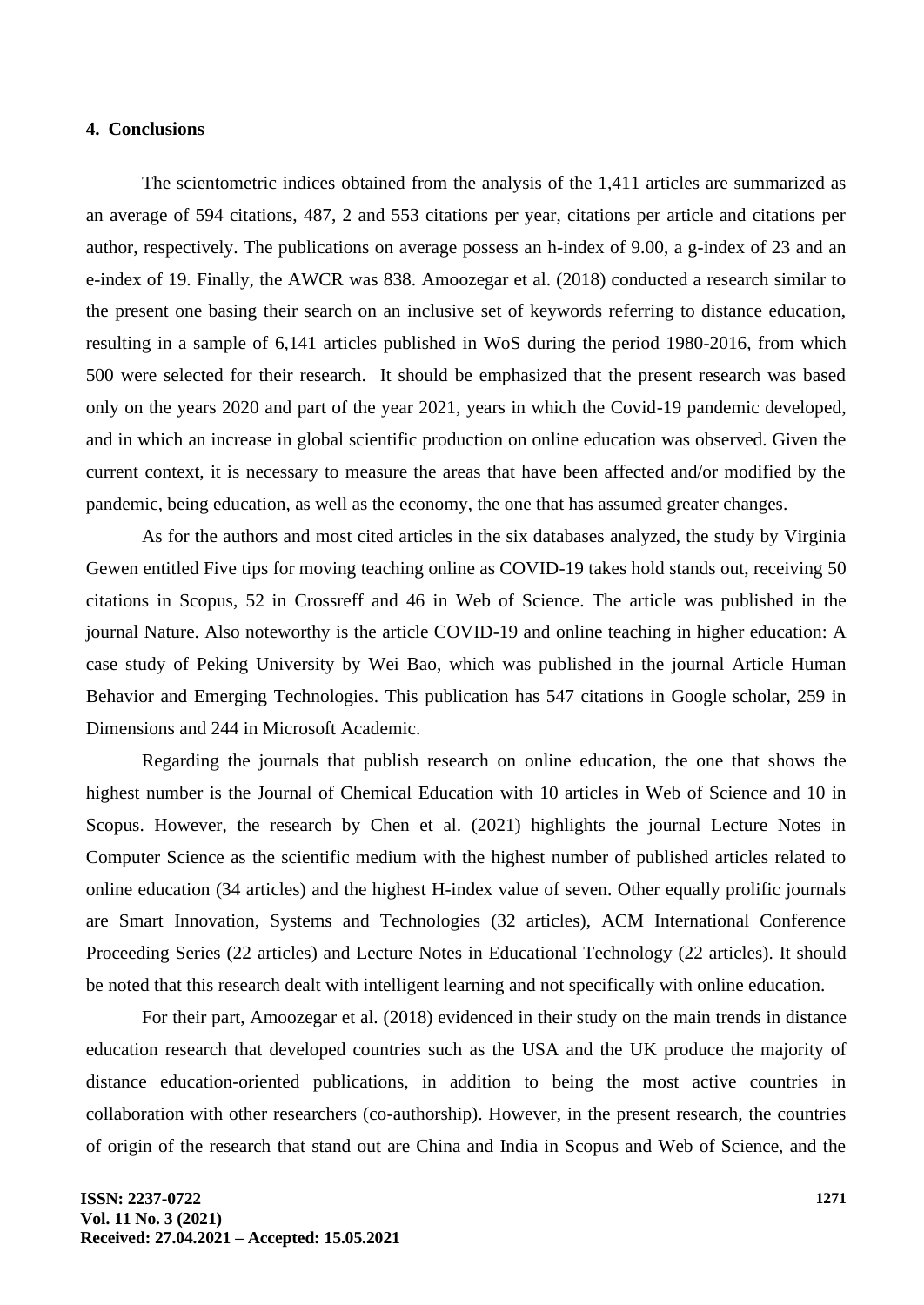## 4. Conclusions

The scientometric indices obtained from the analysis of the 1,411 articles are summarized as an average of 594 citations, 487, 2 and 553 citations per year, citations per article and citations per author, respectively. The publications on average possess an h-index of 9.00, a g-index of 23 and an e-index of 19. Finally, the AWCR was 838. Amoozegar et al. (2018) conducted a research similar to the present one basing their search on an inclusive set of keywords referring to distance education, resulting in a sample of 6,141 articles published in WoS during the period 1980-2016, from which 500 were selected for their research. It should be emphasized that the present research was based only on the years 2020 and part of the year 2021, years in which the Covid-19 pandemic developed, and in which an increase in global scientific production on online education was observed. Given the current context, it is necessary to measure the areas that have been affected and/or modified by the pandemic, being education, as well as the economy, the one that has assumed greater changes.

As for the authors and most cited articles in the six databases analyzed, the study by Virginia Gewen entitled Five tips for moving teaching online as COVID-19 takes hold stands out, receiving 50 citations in Scopus, 52 in Crossreff and 46 in Web of Science. The article was published in the journal Nature. Also noteworthy is the article COVID-19 and online teaching in higher education: A case study of Peking University by Wei Bao, which was published in the journal Article Human Behavior and Emerging Technologies. This publication has 547 citations in Google scholar, 259 in Dimensions and 244 in Microsoft Academic.

Regarding the journals that publish research on online education, the one that shows the highest number is the Journal of Chemical Education with 10 articles in Web of Science and 10 in Scopus. However, the research by Chen et al. (2021) highlights the journal Lecture Notes in Computer Science as the scientific medium with the highest number of published articles related to online education (34 articles) and the highest H-index value of seven. Other equally prolific journals are Smart Innovation, Systems and Technologies (32 articles), ACM International Conference Proceeding Series (22 articles) and Lecture Notes in Educational Technology (22 articles). It should be noted that this research dealt with intelligent learning and not specifically with online education.

For their part, Amoozegar et al. (2018) evidenced in their study on the main trends in distance education research that developed countries such as the USA and the UK produce the majority of distance education-oriented publications, in addition to being the most active countries in collaboration with other researchers (co-authorship). However, in the present research, the countries of origin of the research that stand out are China and India in Scopus and Web of Science, and the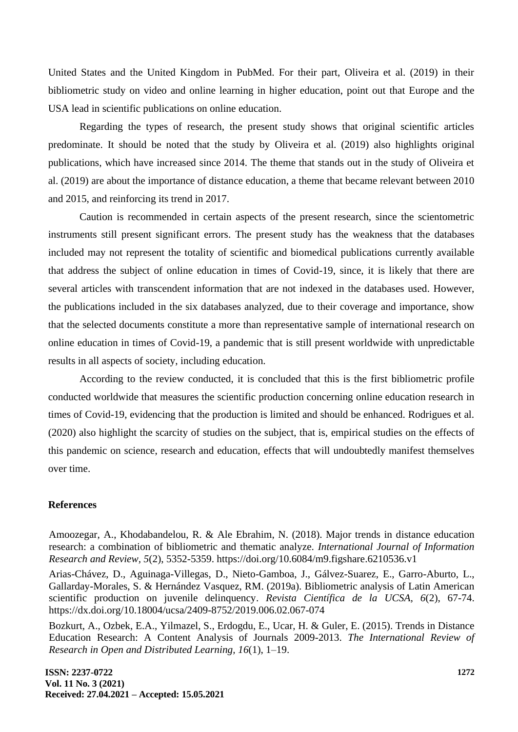United States and the United Kingdom in PubMed. For their part, Oliveira et al. (2019) in their bibliometric study on video and online learning in higher education, point out that Europe and the USA lead in scientific publications on online education.

Regarding the types of research, the present study shows that original scientific articles predominate. It should be noted that the study by Oliveira et al. (2019) also highlights original publications, which have increased since 2014. The theme that stands out in the study of Oliveira et al. (2019) are about the importance of distance education, a theme that became relevant between 2010 and 2015, and reinforcing its trend in 2017.

Caution is recommended in certain aspects of the present research, since the scientometric instruments still present significant errors. The present study has the weakness that the databases included may not represent the totality of scientific and biomedical publications currently available that address the subject of online education in times of Covid-19, since, it is likely that there are several articles with transcendent information that are not indexed in the databases used. However, the publications included in the six databases analyzed, due to their coverage and importance, show that the selected documents constitute a more than representative sample of international research on online education in times of Covid-19, a pandemic that is still present worldwide with unpredictable results in all aspects of society, including education.

According to the review conducted, it is concluded that this is the first bibliometric profile conducted worldwide that measures the scientific production concerning online education research in times of Covid-19, evidencing that the production is limited and should be enhanced. Rodrigues et al. (2020) also highlight the scarcity of studies on the subject, that is, empirical studies on the effects of this pandemic on science, research and education, effects that will undoubtedly manifest themselves over time.

## References

Amoozegar, A., Khodabandelou, R. & Ale Ebrahim, N. (2018). Major trends in distance education research: a combination of bibliometric and thematic analyze. *International Journal of Information Research and Review, 5*(2), 5352-5359. https://doi.org/10.6084/m9.figshare.6210536.v1

Arias-Chávez, D., Aguinaga-Villegas, D., Nieto-Gamboa, J., Gálvez-Suarez, E., Garro-Aburto, L., Gallarday-Morales, S. & Hernández Vasquez, RM. (2019a). Bibliometric analysis of Latin American scientific production on juvenile delinquency. *Revista Científica de la UCSA, 6*(2), 67-74. https://dx.doi.org/10.18004/ucsa/2409-8752/2019.006.02.067-074

Bozkurt, A., Ozbek, E.A., Yilmazel, S., Erdogdu, E., Ucar, H. & Guler, E. (2015). Trends in Distance Education Research: A Content Analysis of Journals 2009-2013. *The International Review of Research in Open and Distributed Learning, 16*(1), 1–19.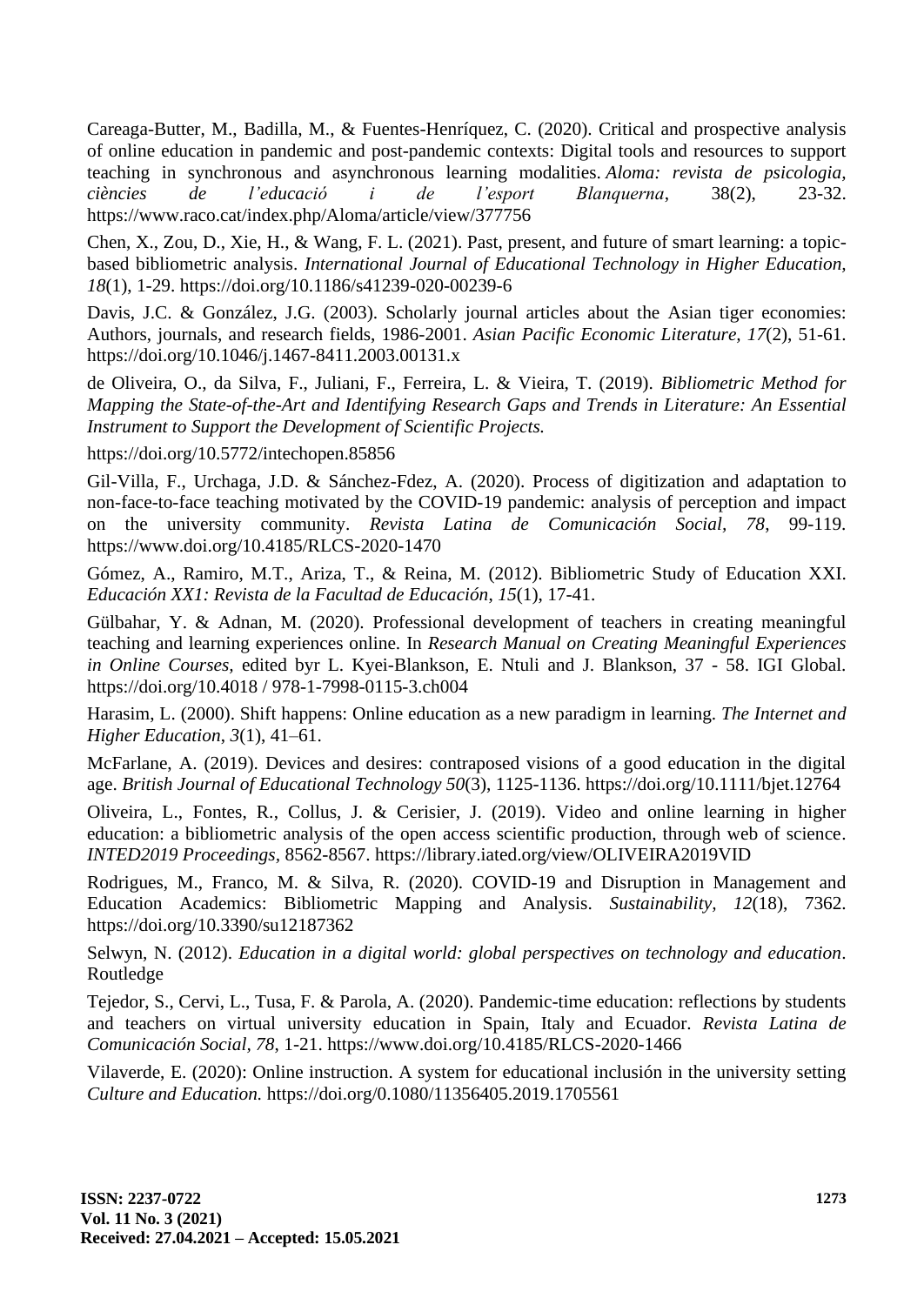Careaga-Butter, M., Badilla, M., & Fuentes-Henríquez, C. (2020). Critical and prospective analysis of online education in pandemic and post-pandemic contexts: Digital tools and resources to support teaching in synchronous and asynchronous learning modalities. *Aloma: revista de psicologia, ciències de l'educació i de l'esport Blanquerna*, 38(2), 23-32. https://www.raco.cat/index.php/Aloma/article/view/377756

Chen, X., Zou, D., Xie, H., & Wang, F. L. (2021). Past, present, and future of smart learning: a topic-based bibliometric analysis. *International Journal of Educational Technology in Higher Education, 18*(1), 1-29. https://doi.org/10.1186/s41239-020-00239-6

Davis, J.C. & González, J.G. (2003). Scholarly journal articles about the Asian tiger economies: Authors, journals, and research fields, 1986-2001. *Asian Pacific Economic Literature, 17*(2), 51-61. https://doi.org/10.1046/j.1467-8411.2003.00131.x

de Oliveira, O., da Silva, F., Juliani, F., Ferreira, L. & Vieira, T. (2019). *Bibliometric Method for Mapping the State-of-the-Art and Identifying Research Gaps and Trends in Literature: An Essential Instrument to Support the Development of Scientific Projects.*

https://doi.org/10.5772/intechopen.85856

Gil-Villa, F., Urchaga, J.D. & Sánchez-Fdez, A. (2020). Process of digitization and adaptation to non-face-to-face teaching motivated by the COVID-19 pandemic: analysis of perception and impact on the university community. *Revista Latina de Comunicación Social*, *78*, 99-119. https://www.doi.org/10.4185/RLCS-2020-1470

Gómez, A., Ramiro, M.T., Ariza, T., & Reina, M. (2012). Bibliometric Study of Education XXI. *Educación XX1: Revista de la Facultad de Educación*, *15*(1), 17-41.

Gülbahar, Y. & Adnan, M. (2020). Professional development of teachers in creating meaningful teaching and learning experiences online. In *Research Manual on Creating Meaningful Experiences in Online Courses*, edited byr L. Kyei-Blankson, E. Ntuli and J. Blankson, 37 - 58. IGI Global. https://doi.org/10.4018 / 978-1-7998-0115-3.ch004

Harasim, L. (2000). Shift happens: Online education as a new paradigm in learning. *The Internet and Higher Education*, *3*(1), 41–61.

McFarlane, A. (2019). Devices and desires: contraposed visions of a good education in the digital age. *British Journal of Educational Technology 50*(3), 1125-1136. https://doi.org/10.1111/bjet.12764

Oliveira, L., Fontes, R., Collus, J. & Cerisier, J. (2019). Video and online learning in higher education: a bibliometric analysis of the open access scientific production, through web of science. *INTED2019 Proceedings*, 8562-8567. https://library.iated.org/view/OLIVEIRA2019VID

Rodrigues, M., Franco, M. & Silva, R. (2020). COVID-19 and Disruption in Management and Education Academics: Bibliometric Mapping and Analysis. *Sustainability*, *12*(18), 7362. https://doi.org/10.3390/su12187362

Selwyn, N. (2012). *Education in a digital world: global perspectives on technology and education*. Routledge

Tejedor, S., Cervi, L., Tusa, F. & Parola, A. (2020). Pandemic-time education: reflections by students and teachers on virtual university education in Spain, Italy and Ecuador. *Revista Latina de Comunicación Social, 78*, 1-21. https://www.doi.org/10.4185/RLCS-2020-1466

Vilaverde, E. (2020): Online instruction. A system for educational inclusión in the university setting *Culture and Education.* https://doi.org/0.1080/11356405.2019.1705561